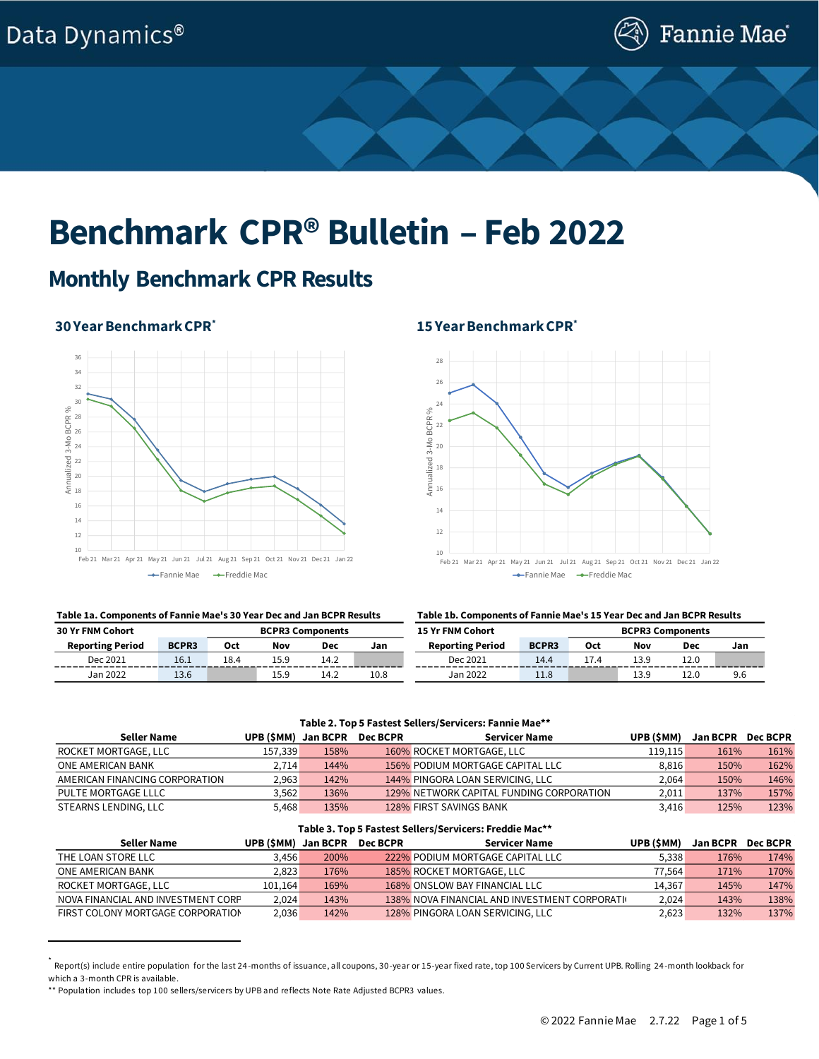Data Dynamics®

# Benchmark CPR® Bulletin – Feb 2022

## Monthly Benchmark CPR Results

### 30 Year Benchmark CPR*

### 15 Year Benchmark CPR*

**Table 1a. Components of Fannie Mae's 30 Year Dec and Jan BCPR Results**

| 30 Yr FNM Cohort | | BCPR3 Components | | | |
|---|---|---|---|---|---|
| Reporting Period | BCPR3 | Oct | Nov | Dec | Jan |
| Dec 2021 | 16.1 | 18.4 | 15.9 | 14.2 | |
| Jan 2022 | 13.6 | | 15.9 | 14.2 | 10.8 |

**Table 1b. Components of Fannie Mae's 15 Year Dec and Jan BCPR Results**

| 15 Yr FNM Cohort | | BCPR3 Components | | | |
|---|---|---|---|---|---|
| Reporting Period | BCPR3 | Oct | Nov | Dec | Jan |
| Dec 2021 | 14.4 | 17.4 | 13.9 | 12.0 | |
| Jan 2022 | 11.8 | | 13.9 | 12.0 | 9.6 |

**Table 2. Top 5 Fastest Sellers/Servicers: Fannie Mae****

| Seller Name | UPB ($MM) | Jan BCPR | Dec BCPR | Servicer Name | UPB ($MM) | Jan BCPR | Dec BCPR |
|---|---|---|---|---|---|---|---|
| ROCKET MORTGAGE, LLC | 157,339 | 158% | 160% | ROCKET MORTGAGE, LLC | 119,115 | 161% | 161% |
| ONE AMERICAN BANK | 2,714 | 144% | 156% | PODIUM MORTGAGE CAPITAL LLC | 8,816 | 150% | 162% |
| AMERICAN FINANCING CORPORATION | 2,963 | 142% | 144% | PINGORA LOAN SERVICING, LLC | 2,064 | 150% | 146% |
| PULTE MORTGAGE LLLC | 3,562 | 136% | 129% | NETWORK CAPITAL FUNDING CORPORATION | 2,011 | 137% | 157% |
| STEARNS LENDING, LLC | 5,468 | 135% | 128% | FIRST SAVINGS BANK | 3,416 | 125% | 123% |

**Table 3. Top 5 Fastest Sellers/Servicers: Freddie Mac****

| Seller Name | UPB ($MM) | Jan BCPR | Dec BCPR | Servicer Name | UPB ($MM) | Jan BCPR | Dec BCPR |
|---|---|---|---|---|---|---|---|
| THE LOAN STORE LLC | 3,456 | 200% | 222% | PODIUM MORTGAGE CAPITAL LLC | 5,338 | 176% | 174% |
| ONE AMERICAN BANK | 2,823 | 176% | 185% | ROCKET MORTGAGE, LLC | 77,564 | 171% | 170% |
| ROCKET MORTGAGE, LLC | 101,164 | 169% | 168% | ONSLOW BAY FINANCIAL LLC | 14,367 | 145% | 147% |
| NOVA FINANCIAL AND INVESTMENT CORP | 2,024 | 143% | 138% | NOVA FINANCIAL AND INVESTMENT CORPORATI | 2,024 | 143% | 138% |
| FIRST COLONY MORTGAGE CORPORATION | 2,036 | 142% | 128% | PINGORA LOAN SERVICING, LLC | 2,623 | 132% | 137% |

* Report(s) include entire population for the last 24-months of issuance, all coupons, 30-year or 15-year fixed rate, top 100 Servicers by Current UPB. Rolling 24-month lookback for which a 3-month CPR is available.

** Population includes top 100 sellers/servicers by UPB and reflects Note Rate Adjusted BCPR3 values.

© 2022 Fannie Mae 2.7.22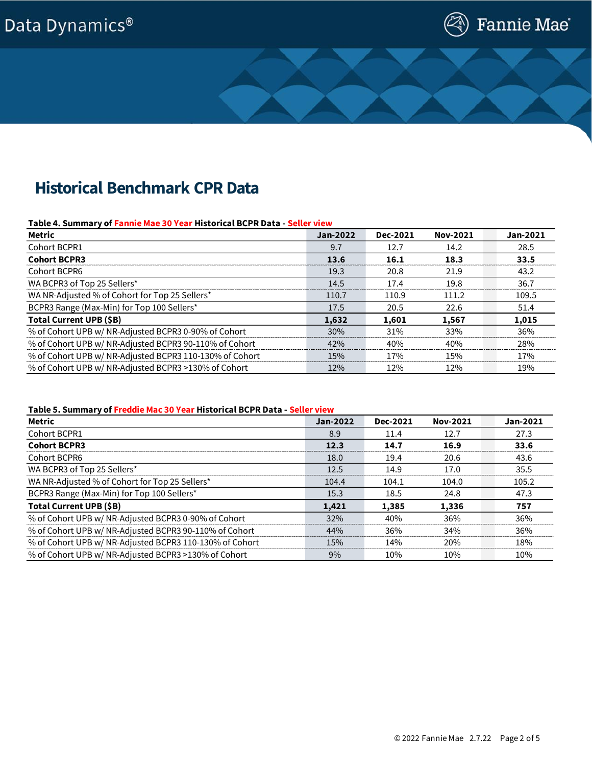## Historical Benchmark CPR Data

**Table 4. Summary of Fannie Mae 30 Year Historical BCPR Data - Seller view**

| Metric | Jan-2022 | Dec-2021 | Nov-2021 | Jan-2021 |
|---|---|---|---|---|
| Cohort BCPR1 | 9.7 | 12.7 | 14.2 | 28.5 |
| **Cohort BCPR3** | **13.6** | **16.1** | **18.3** | **33.5** |
| Cohort BCPR6 | 19.3 | 20.8 | 21.9 | 43.2 |
| WA BCPR3 of Top 25 Sellers* | 14.5 | 17.4 | 19.8 | 36.7 |
| WA NR-Adjusted % of Cohort for Top 25 Sellers* | 110.7 | 110.9 | 111.2 | 109.5 |
| BCPR3 Range (Max-Min) for Top 100 Sellers* | 17.5 | 20.5 | 22.6 | 51.4 |
| **Total Current UPB ($B)** | **1,632** | **1,601** | **1,567** | **1,015** |
| % of Cohort UPB w/ NR-Adjusted BCPR3 0-90% of Cohort | 30% | 31% | 33% | 36% |
| % of Cohort UPB w/ NR-Adjusted BCPR3 90-110% of Cohort | 42% | 40% | 40% | 28% |
| % of Cohort UPB w/ NR-Adjusted BCPR3 110-130% of Cohort | 15% | 17% | 15% | 17% |
| % of Cohort UPB w/ NR-Adjusted BCPR3 >130% of Cohort | 12% | 12% | 12% | 19% |

**Table 5. Summary of Freddie Mac 30 Year Historical BCPR Data - Seller view**

| Metric | Jan-2022 | Dec-2021 | Nov-2021 | Jan-2021 |
|---|---|---|---|---|
| Cohort BCPR1 | 8.9 | 11.4 | 12.7 | 27.3 |
| **Cohort BCPR3** | **12.3** | **14.7** | **16.9** | **33.6** |
| Cohort BCPR6 | 18.0 | 19.4 | 20.6 | 43.6 |
| WA BCPR3 of Top 25 Sellers* | 12.5 | 14.9 | 17.0 | 35.5 |
| WA NR-Adjusted % of Cohort for Top 25 Sellers* | 104.4 | 104.1 | 104.0 | 105.2 |
| BCPR3 Range (Max-Min) for Top 100 Sellers* | 15.3 | 18.5 | 24.8 | 47.3 |
| **Total Current UPB ($B)** | **1,421** | **1,385** | **1,336** | **757** |
| % of Cohort UPB w/ NR-Adjusted BCPR3 0-90% of Cohort | 32% | 40% | 36% | 36% |
| % of Cohort UPB w/ NR-Adjusted BCPR3 90-110% of Cohort | 44% | 36% | 34% | 36% |
| % of Cohort UPB w/ NR-Adjusted BCPR3 110-130% of Cohort | 15% | 14% | 20% | 18% |
| % of Cohort UPB w/ NR-Adjusted BCPR3 >130% of Cohort | 9% | 10% | 10% | 10% |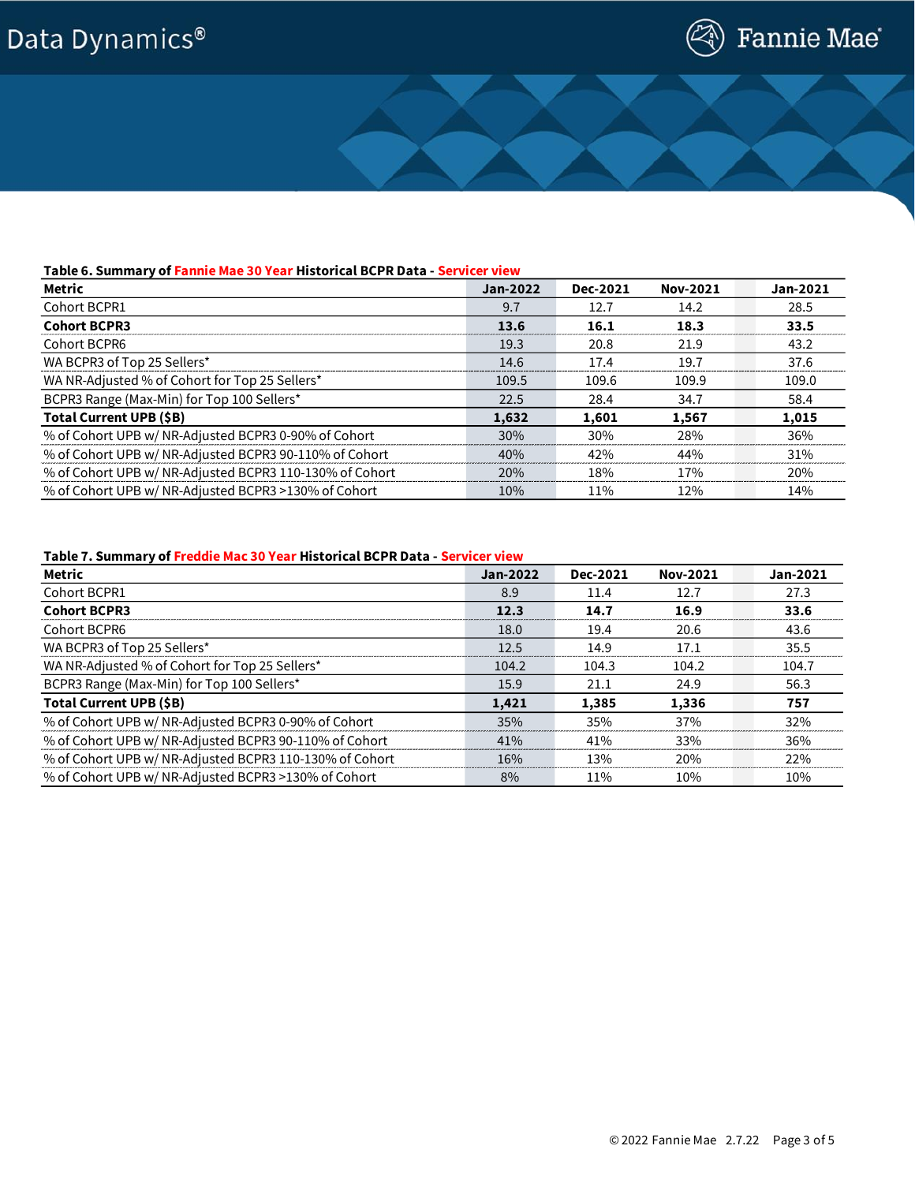**Table 6. Summary of Fannie Mae 30 Year Historical BCPR Data - Servicer view**

| Metric | Jan-2022 | Dec-2021 | Nov-2021 | Jan-2021 |
|---|---|---|---|---|
| Cohort BCPR1 | 9.7 | 12.7 | 14.2 | 28.5 |
| **Cohort BCPR3** | **13.6** | **16.1** | **18.3** | **33.5** |
| Cohort BCPR6 | 19.3 | 20.8 | 21.9 | 43.2 |
| WA BCPR3 of Top 25 Sellers* | 14.6 | 17.4 | 19.7 | 37.6 |
| WA NR-Adjusted % of Cohort for Top 25 Sellers* | 109.5 | 109.6 | 109.9 | 109.0 |
| BCPR3 Range (Max-Min) for Top 100 Sellers* | 22.5 | 28.4 | 34.7 | 58.4 |
| **Total Current UPB ($B)** | **1,632** | **1,601** | **1,567** | **1,015** |
| % of Cohort UPB w/ NR-Adjusted BCPR3 0-90% of Cohort | 30% | 30% | 28% | 36% |
| % of Cohort UPB w/ NR-Adjusted BCPR3 90-110% of Cohort | 40% | 42% | 44% | 31% |
| % of Cohort UPB w/ NR-Adjusted BCPR3 110-130% of Cohort | 20% | 18% | 17% | 20% |
| % of Cohort UPB w/ NR-Adjusted BCPR3 >130% of Cohort | 10% | 11% | 12% | 14% |

**Table 7. Summary of Freddie Mac 30 Year Historical BCPR Data - Servicer view**

| Metric | Jan-2022 | Dec-2021 | Nov-2021 | Jan-2021 |
|---|---|---|---|---|
| Cohort BCPR1 | 8.9 | 11.4 | 12.7 | 27.3 |
| **Cohort BCPR3** | **12.3** | **14.7** | **16.9** | **33.6** |
| Cohort BCPR6 | 18.0 | 19.4 | 20.6 | 43.6 |
| WA BCPR3 of Top 25 Sellers* | 12.5 | 14.9 | 17.1 | 35.5 |
| WA NR-Adjusted % of Cohort for Top 25 Sellers* | 104.2 | 104.3 | 104.2 | 104.7 |
| BCPR3 Range (Max-Min) for Top 100 Sellers* | 15.9 | 21.1 | 24.9 | 56.3 |
| **Total Current UPB ($B)** | **1,421** | **1,385** | **1,336** | **757** |
| % of Cohort UPB w/ NR-Adjusted BCPR3 0-90% of Cohort | 35% | 35% | 37% | 32% |
| % of Cohort UPB w/ NR-Adjusted BCPR3 90-110% of Cohort | 41% | 41% | 33% | 36% |
| % of Cohort UPB w/ NR-Adjusted BCPR3 110-130% of Cohort | 16% | 13% | 20% | 22% |
| % of Cohort UPB w/ NR-Adjusted BCPR3 >130% of Cohort | 8% | 11% | 10% | 10% |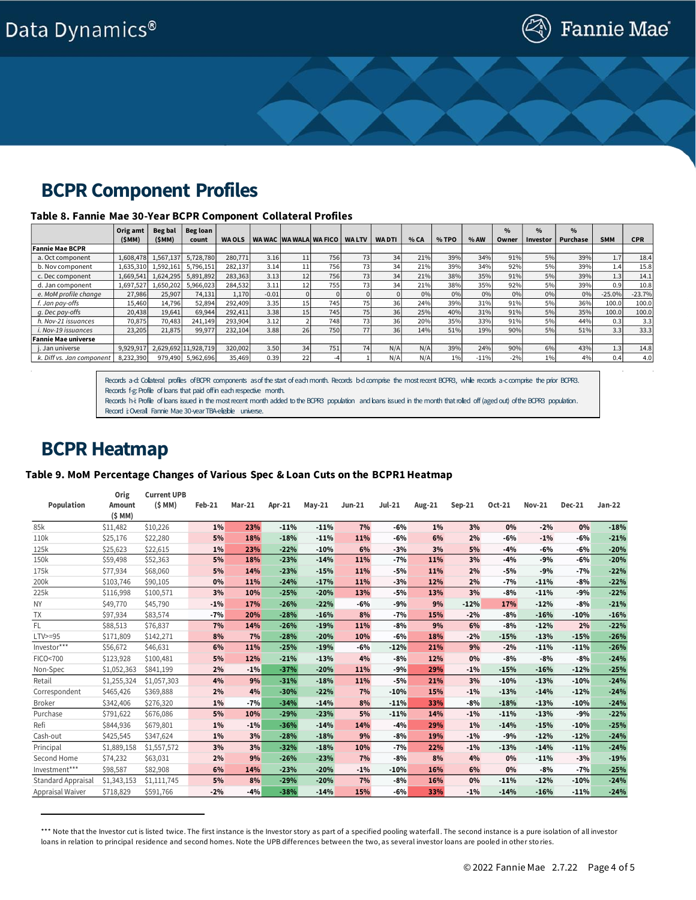## BCPR Component Profiles

**Table 8. Fannie Mae 30-Year BCPR Component Collateral Profiles**

| | Orig amt ($MM) | Beg bal ($MM) | Beg loan count | WA OLS | WA WAC | WA WALA | WA FICO | WA LTV | WA DTI | % CA | % TPO | % AW | % Owner | % Investor | % Purchase | SMM | CPR |
|---|---|---|---|---|---|---|---|---|---|---|---|---|---|---|---|---|---|
| **Fannie Mae BCPR** | | | | | | | | | | | | | | | | | |
| a. Oct component | 1,608,478 | 1,567,137 | 5,728,780 | 280,771 | 3.16 | 11 | 756 | 73 | 34 | 21% | 39% | 34% | 91% | 5% | 39% | 1.7 | 18.4 |
| b. Nov component | 1,635,310 | 1,592,161 | 5,796,151 | 282,137 | 3.14 | 11 | 756 | 73 | 34 | 21% | 39% | 34% | 92% | 5% | 39% | 1.4 | 15.8 |
| c. Dec component | 1,669,541 | 1,624,295 | 5,891,892 | 283,363 | 3.13 | 12 | 756 | 73 | 34 | 21% | 38% | 35% | 91% | 5% | 39% | 1.3 | 14.1 |
| d. Jan component | 1,697,527 | 1,650,202 | 5,966,023 | 284,532 | 3.11 | 12 | 755 | 73 | 34 | 21% | 38% | 35% | 92% | 5% | 39% | 0.9 | 10.8 |
| *e. MoM profile change* | 27,986 | 25,907 | 74,131 | 1,170 | -0.01 | 0 | 0 | 0 | 0 | 0% | 0% | 0% | 0% | 0% | 0% | -25.0% | -23.7% |
| *f. Jan pay-offs* | 15,460 | 14,796 | 52,894 | 292,409 | 3.35 | 15 | 745 | 75 | 36 | 24% | 39% | 31% | 91% | 5% | 36% | 100.0 | 100.0 |
| *g. Dec pay-offs* | 20,438 | 19,641 | 69,944 | 292,411 | 3.38 | 15 | 745 | 75 | 36 | 25% | 40% | 31% | 91% | 5% | 35% | 100.0 | 100.0 |
| *h. Nov-21 issuances* | 70,875 | 70,483 | 241,149 | 293,904 | 3.12 | 2 | 748 | 73 | 36 | 20% | 35% | 33% | 91% | 5% | 44% | 0.3 | 3.3 |
| *i. Nov-19 issuances* | 23,205 | 21,875 | 99,977 | 232,104 | 3.88 | 26 | 750 | 77 | 36 | 14% | 51% | 19% | 90% | 5% | 51% | 3.3 | 33.3 |
| **Fannie Mae universe** | | | | | | | | | | | | | | | | | |
| j. Jan universe | 9,929,917 | 2,629,692 | 11,928,719 | 320,002 | 3.50 | 34 | 751 | 74 | N/A | N/A | 39% | 24% | 90% | 6% | 43% | 1.3 | 14.8 |
| k. Diff vs. Jan component | 8,232,390 | 979,490 | 5,962,696 | 35,469 | 0.39 | 22 | -4 | 1 | N/A | N/A | 1% | -11% | -2% | 1% | 4% | 0.4 | 4.0 |

Records a-d: Collateral profiles of BCPR components as of the start of each month. Records b-d comprise the most recent BCPR3, while records a-c comprise the prior BCPR3.
Records f-g: Profile of loans that paid off in each respective month.
Records h-i: Profile of loans issued in the most recent month added to the BCPR3 population and loans issued in the month that rolled off (aged out) of the BCPR3 population.
Record j: Overall Fannie Mae 30-year TBA-eligible universe.

## BCPR Heatmap

**Table 9. MoM Percentage Changes of Various Spec & Loan Cuts on the BCPR1 Heatmap**

| Population | Orig Amount ($ MM) | Current UPB ($ MM) | Feb-21 | Mar-21 | Apr-21 | May-21 | Jun-21 | Jul-21 | Aug-21 | Sep-21 | Oct-21 | Nov-21 | Dec-21 | Jan-22 |
|---|---|---|---|---|---|---|---|---|---|---|---|---|---|---|
| 85k | $11,482 | $10,226 | 1% | 23% | -11% | -11% | 7% | -6% | 1% | 3% | 0% | -2% | 0% | -18% |
| 110k | $25,176 | $22,280 | 5% | 18% | -18% | -11% | 11% | -6% | 6% | 2% | -6% | -1% | -6% | -21% |
| 125k | $25,623 | $22,615 | 1% | 23% | -22% | -10% | 6% | -3% | 3% | 5% | -4% | -6% | -6% | -20% |
| 150k | $59,498 | $52,363 | 5% | 18% | -23% | -14% | 11% | -7% | 11% | 3% | -4% | -9% | -6% | -20% |
| 175k | $77,934 | $68,060 | 5% | 14% | -23% | -15% | 11% | -5% | 11% | 2% | -5% | -9% | -7% | -22% |
| 200k | $103,746 | $90,105 | 0% | 11% | -24% | -17% | 11% | -3% | 12% | 2% | -7% | -11% | -8% | -22% |
| 225k | $116,998 | $100,571 | 3% | 10% | -25% | -20% | 13% | -5% | 13% | 3% | -8% | -11% | -9% | -22% |
| NY | $49,770 | $45,790 | -1% | 17% | -26% | -22% | -6% | -9% | 9% | -12% | 17% | -12% | -8% | -21% |
| TX | $97,934 | $83,574 | -7% | 20% | -28% | -16% | 8% | -7% | 15% | -2% | -8% | -16% | -10% | -16% |
| FL | $88,513 | $76,837 | 7% | 14% | -26% | -19% | 11% | -8% | 9% | 6% | -8% | -12% | 2% | -22% |
| LTV>=95 | $171,809 | $142,271 | 8% | 7% | -28% | -20% | 10% | -6% | 18% | -2% | -15% | -13% | -15% | -26% |
| Investor*** | $56,672 | $46,631 | 6% | 11% | -25% | -19% | -6% | -12% | 21% | 9% | -2% | -11% | -11% | -26% |
| FICO<700 | $123,928 | $100,481 | 5% | 12% | -21% | -13% | 4% | -8% | 12% | 0% | -8% | -8% | -8% | -24% |
| Non-Spec | $1,052,363 | $841,199 | 2% | -1% | -37% | -20% | 11% | -9% | 29% | -1% | -15% | -16% | -12% | -25% |
| Retail | $1,255,324 | $1,057,303 | 4% | 9% | -31% | -18% | 11% | -5% | 21% | 3% | -10% | -13% | -10% | -24% |
| Correspondent | $465,426 | $369,888 | 2% | 4% | -30% | -22% | 7% | -10% | 15% | -1% | -13% | -14% | -12% | -24% |
| Broker | $342,406 | $276,320 | 1% | -7% | -34% | -14% | 8% | -11% | 33% | -8% | -18% | -13% | -10% | -24% |
| Purchase | $791,622 | $676,086 | 5% | 10% | -29% | -23% | 5% | -11% | 14% | -1% | -11% | -13% | -9% | -22% |
| Refi | $844,936 | $679,801 | 1% | -1% | -36% | -14% | 14% | -4% | 29% | 1% | -14% | -15% | -10% | -25% |
| Cash-out | $425,545 | $347,624 | 1% | 3% | -28% | -18% | 9% | -8% | 19% | -1% | -9% | -12% | -12% | -24% |
| Principal | $1,889,158 | $1,557,572 | 3% | 3% | -32% | -18% | 10% | -7% | 22% | -1% | -13% | -14% | -11% | -24% |
| Second Home | $74,232 | $63,031 | 2% | 9% | -26% | -23% | 7% | -8% | 8% | 4% | 0% | -11% | -3% | -19% |
| Investment*** | $98,587 | $82,908 | 6% | 14% | -23% | -20% | -1% | -10% | 16% | 6% | 0% | -8% | -7% | -25% |
| Standard Appraisal | $1,343,153 | $1,111,745 | 5% | 8% | -29% | -20% | 7% | -8% | 16% | 0% | -11% | -12% | -10% | -24% |
| Appraisal Waiver | $718,829 | $591,766 | -2% | -4% | -38% | -14% | 15% | -6% | 33% | -1% | -14% | -16% | -11% | -24% |

*** Note that the Investor cut is listed twice. The first instance is the Investor story as part of a specified pooling waterfall. The second instance is a pure isolation of all investor loans in relation to principal residence and second homes. Note the UPB differences between the two, as several investor loans are pooled in other stories.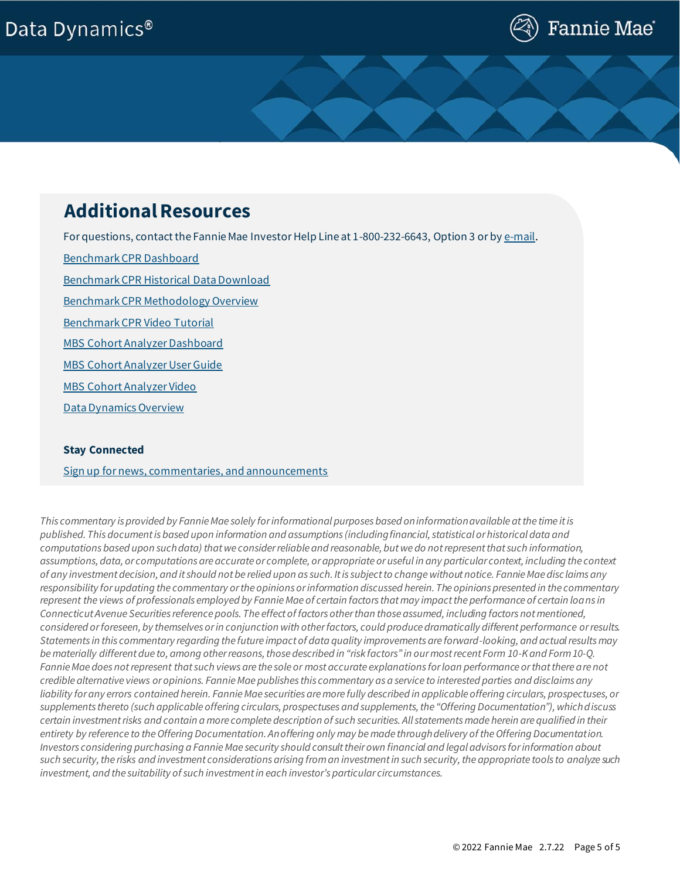## Additional Resources

For questions, contact the Fannie Mae Investor Help Line at 1-800-232-6643, Option 3 or by e-mail.

Benchmark CPR Dashboard

Benchmark CPR Historical Data Download

Benchmark CPR Methodology Overview

Benchmark CPR Video Tutorial

MBS Cohort Analyzer Dashboard

MBS Cohort Analyzer User Guide

MBS Cohort Analyzer Video

Data Dynamics Overview

**Stay Connected**

Sign up for news, commentaries, and announcements

*This commentary is provided by Fannie Mae solely for informational purposes based on information available at the time it is published. This document is based upon information and assumptions (including financial, statistical or historical data and computations based upon such data) that we consider reliable and reasonable, but we do not represent that such information, assumptions, data, or computations are accurate or complete, or appropriate or useful in any particular context, including the context of any investment decision, and it should not be relied upon as such. It is subject to change without notice. Fannie Mae disclaims any responsibility for updating the commentary or the opinions or information discussed herein. The opinions presented in the commentary represent the views of professionals employed by Fannie Mae of certain factors that may impact the performance of certain loans in Connecticut Avenue Securities reference pools. The effect of factors other than those assumed, including factors not mentioned, considered or foreseen, by themselves or in conjunction with other factors, could produce dramatically different performance or results. Statements in this commentary regarding the future impact of data quality improvements are forward-looking, and actual results may be materially different due to, among other reasons, those described in "risk factors" in our most recent Form 10-K and Form 10-Q. Fannie Mae does not represent that such views are the sole or most accurate explanations for loan performance or that there are not credible alternative views or opinions. Fannie Mae publishes this commentary as a service to interested parties and disclaims any liability for any errors contained herein. Fannie Mae securities are more fully described in applicable offering circulars, prospectuses, or supplements thereto (such applicable offering circulars, prospectuses and supplements, the "Offering Documentation"), which discuss certain investment risks and contain a more complete description of such securities. All statements made herein are qualified in their entirety by reference to the Offering Documentation. An offering only may be made through delivery of the Offering Documentation. Investors considering purchasing a Fannie Mae security should consult their own financial and legal advisors for information about such security, the risks and investment considerations arising from an investment in such security, the appropriate tools to analyze such investment, and the suitability of such investment in each investor's particular circumstances.*

© 2022 Fannie Mae 2.7.22